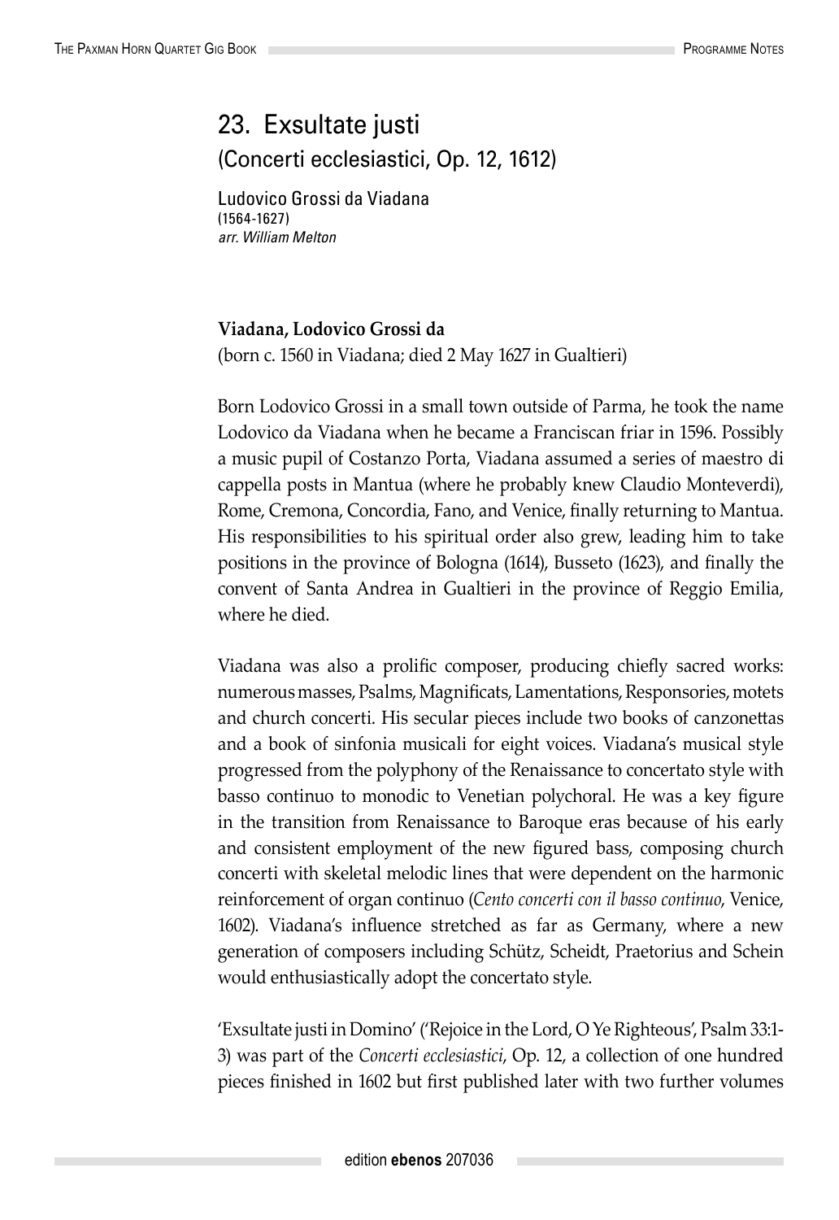# 23. Exsultate justi

## (Concerti ecclesiastici, Op. 12, 1612)

Ludovico Grossi da Viadana
(1564-1627)
*arr. William Melton*

**Viadana, Lodovico Grossi da**
(born c. 1560 in Viadana; died 2 May 1627 in Gualtieri)

Born Lodovico Grossi in a small town outside of Parma, he took the name Lodovico da Viadana when he became a Franciscan friar in 1596. Possibly a music pupil of Costanzo Porta, Viadana assumed a series of maestro di cappella posts in Mantua (where he probably knew Claudio Monteverdi), Rome, Cremona, Concordia, Fano, and Venice, finally returning to Mantua. His responsibilities to his spiritual order also grew, leading him to take positions in the province of Bologna (1614), Busseto (1623), and finally the convent of Santa Andrea in Gualtieri in the province of Reggio Emilia, where he died.

Viadana was also a prolific composer, producing chiefly sacred works: numerous masses, Psalms, Magnificats, Lamentations, Responsories, motets and church concerti. His secular pieces include two books of canzonettas and a book of sinfonia musicali for eight voices. Viadana's musical style progressed from the polyphony of the Renaissance to concertato style with basso continuo to monodic to Venetian polychoral. He was a key figure in the transition from Renaissance to Baroque eras because of his early and consistent employment of the new figured bass, composing church concerti with skeletal melodic lines that were dependent on the harmonic reinforcement of organ continuo (*Cento concerti con il basso continuo*, Venice, 1602). Viadana's influence stretched as far as Germany, where a new generation of composers including Schütz, Scheidt, Praetorius and Schein would enthusiastically adopt the concertato style.

'Exsultate justi in Domino' ('Rejoice in the Lord, O Ye Righteous', Psalm 33:1-3) was part of the *Concerti ecclesiastici*, Op. 12, a collection of one hundred pieces finished in 1602 but first published later with two further volumes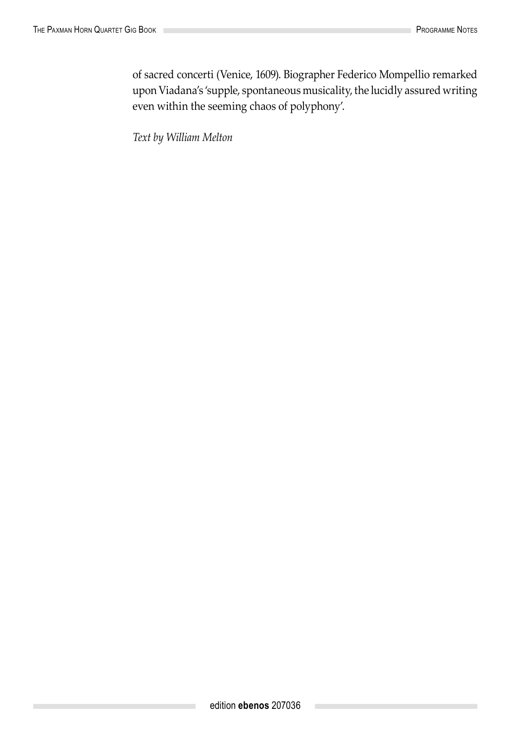of sacred concerti (Venice, 1609). Biographer Federico Mompellio remarked upon Viadana's 'supple, spontaneous musicality, the lucidly assured writing even within the seeming chaos of polyphony'.

*Text by William Melton*